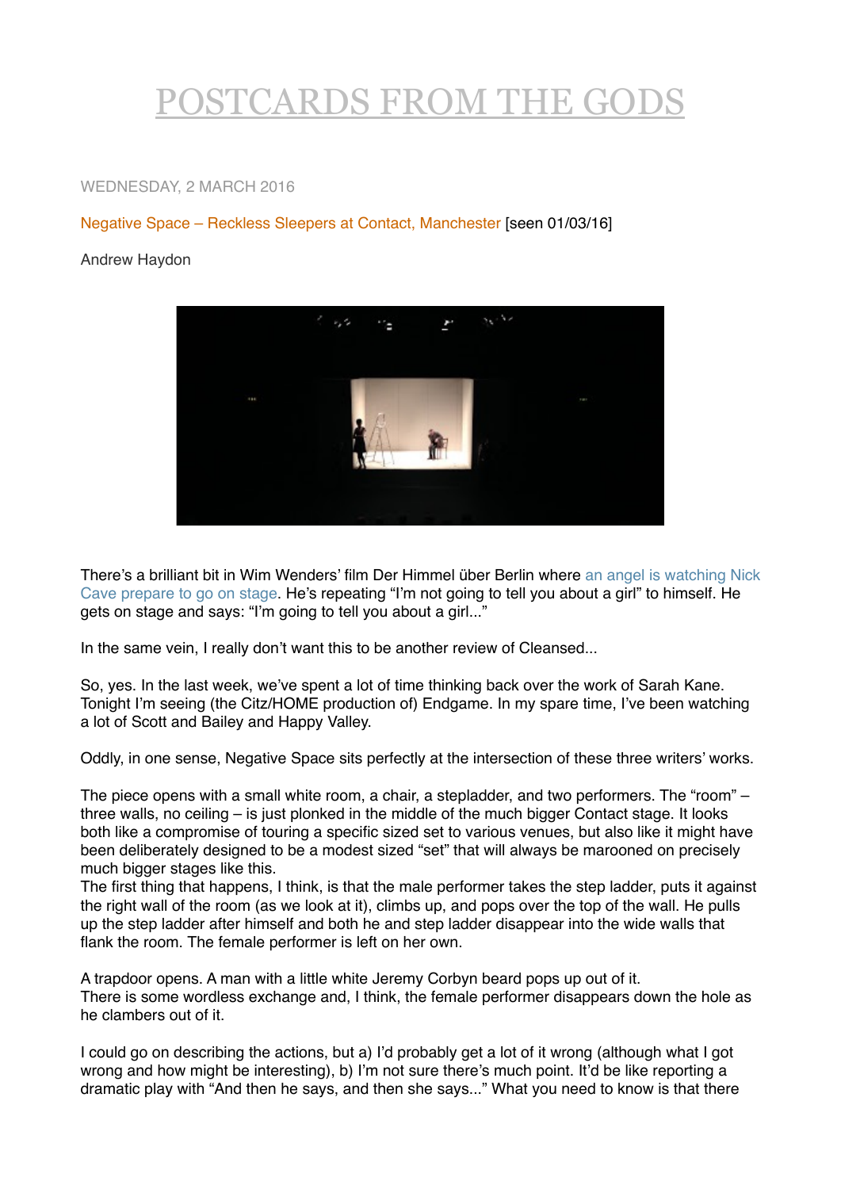# POSTCARDS FROM THE GODS

WEDNESDAY, 2 MARCH 2016

Negative Space – Reckless Sleepers at Contact, Manchester [seen 01/03/16]

Andrew Haydon

There's a brilliant bit in Wim Wenders' film Der Himmel über Berlin where an angel is watching Nick Cave prepare to go on stage. He's repeating "I'm not going to tell you about a girl" to himself. He gets on stage and says: "I'm going to tell you about a girl..."

In the same vein, I really don't want this to be another review of Cleansed...

So, yes. In the last week, we've spent a lot of time thinking back over the work of Sarah Kane. Tonight I'm seeing (the Citz/HOME production of) Endgame. In my spare time, I've been watching a lot of Scott and Bailey and Happy Valley.

Oddly, in one sense, Negative Space sits perfectly at the intersection of these three writers' works.

The piece opens with a small white room, a chair, a stepladder, and two performers. The "room" – three walls, no ceiling – is just plonked in the middle of the much bigger Contact stage. It looks both like a compromise of touring a specific sized set to various venues, but also like it might have been deliberately designed to be a modest sized "set" that will always be marooned on precisely much bigger stages like this.

The first thing that happens, I think, is that the male performer takes the step ladder, puts it against the right wall of the room (as we look at it), climbs up, and pops over the top of the wall. He pulls up the step ladder after himself and both he and step ladder disappear into the wide walls that flank the room. The female performer is left on her own.

A trapdoor opens. A man with a little white Jeremy Corbyn beard pops up out of it. There is some wordless exchange and, I think, the female performer disappears down the hole as he clambers out of it.

I could go on describing the actions, but a) I'd probably get a lot of it wrong (although what I got wrong and how might be interesting), b) I'm not sure there's much point. It'd be like reporting a dramatic play with "And then he says, and then she says..." What you need to know is that there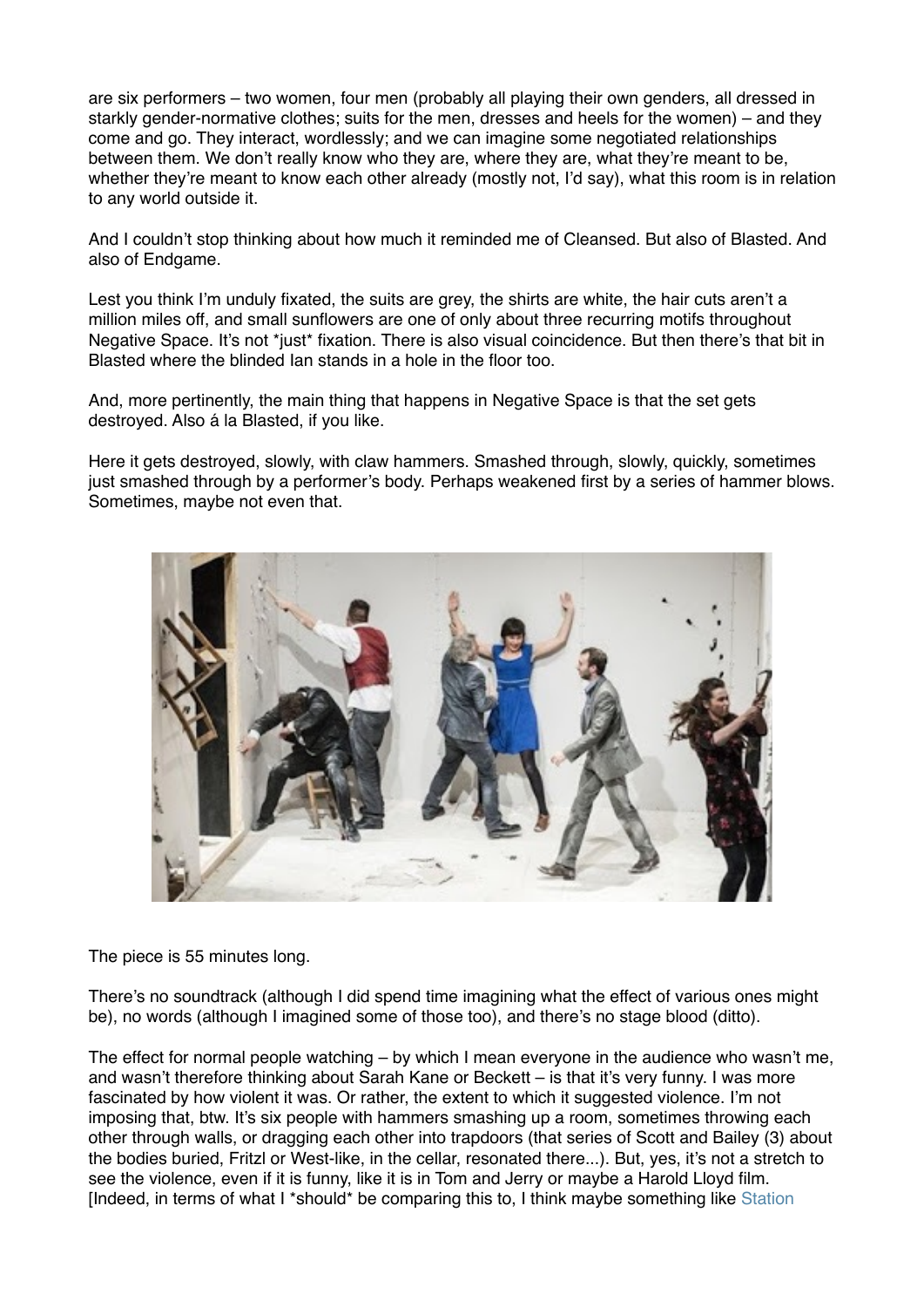are six performers – two women, four men (probably all playing their own genders, all dressed in starkly gender-normative clothes; suits for the men, dresses and heels for the women) – and they come and go. They interact, wordlessly; and we can imagine some negotiated relationships between them. We don't really know who they are, where they are, what they're meant to be, whether they're meant to know each other already (mostly not, I'd say), what this room is in relation to any world outside it.

And I couldn't stop thinking about how much it reminded me of Cleansed. But also of Blasted. And also of Endgame.

Lest you think I'm unduly fixated, the suits are grey, the shirts are white, the hair cuts aren't a million miles off, and small sunflowers are one of only about three recurring motifs throughout Negative Space. It's not *just* fixation. There is also visual coincidence. But then there's that bit in Blasted where the blinded Ian stands in a hole in the floor too.

And, more pertinently, the main thing that happens in Negative Space is that the set gets destroyed. Also á la Blasted, if you like.

Here it gets destroyed, slowly, with claw hammers. Smashed through, slowly, quickly, sometimes just smashed through by a performer's body. Perhaps weakened first by a series of hammer blows. Sometimes, maybe not even that.

The piece is 55 minutes long.

There's no soundtrack (although I did spend time imagining what the effect of various ones might be), no words (although I imagined some of those too), and there's no stage blood (ditto).

The effect for normal people watching – by which I mean everyone in the audience who wasn't me, and wasn't therefore thinking about Sarah Kane or Beckett – is that it's very funny. I was more fascinated by how violent it was. Or rather, the extent to which it suggested violence. I'm not imposing that, btw. It's six people with hammers smashing up a room, sometimes throwing each other through walls, or dragging each other into trapdoors (that series of Scott and Bailey (3) about the bodies buried, Fritzl or West-like, in the cellar, resonated there...). But, yes, it's not a stretch to see the violence, even if it is funny, like it is in Tom and Jerry or maybe a Harold Lloyd film. [Indeed, in terms of what I *should* be comparing this to, I think maybe something like Station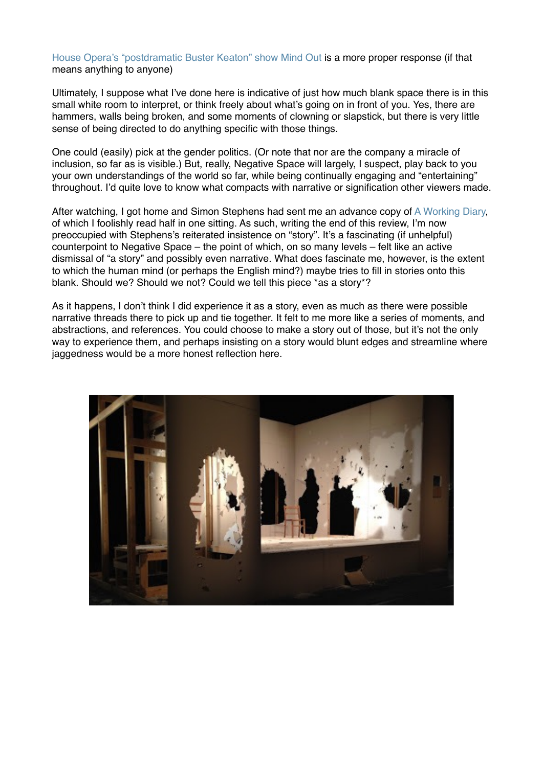House Opera's "postdramatic Buster Keaton" show Mind Out is a more proper response (if that means anything to anyone)

Ultimately, I suppose what I've done here is indicative of just how much blank space there is in this small white room to interpret, or think freely about what's going on in front of you. Yes, there are hammers, walls being broken, and some moments of clowning or slapstick, but there is very little sense of being directed to do anything specific with those things.

One could (easily) pick at the gender politics. (Or note that nor are the company a miracle of inclusion, so far as is visible.) But, really, Negative Space will largely, I suspect, play back to you your own understandings of the world so far, while being continually engaging and "entertaining" throughout. I'd quite love to know what compacts with narrative or signification other viewers made.

After watching, I got home and Simon Stephens had sent me an advance copy of A Working Diary, of which I foolishly read half in one sitting. As such, writing the end of this review, I'm now preoccupied with Stephens's reiterated insistence on "story". It's a fascinating (if unhelpful) counterpoint to Negative Space – the point of which, on so many levels – felt like an active dismissal of "a story" and possibly even narrative. What does fascinate me, however, is the extent to which the human mind (or perhaps the English mind?) maybe tries to fill in stories onto this blank. Should we? Should we not? Could we tell this piece *as a story*?

As it happens, I don't think I did experience it as a story, even as much as there were possible narrative threads there to pick up and tie together. It felt to me more like a series of moments, and abstractions, and references. You could choose to make a story out of those, but it's not the only way to experience them, and perhaps insisting on a story would blunt edges and streamline where jaggedness would be a more honest reflection here.